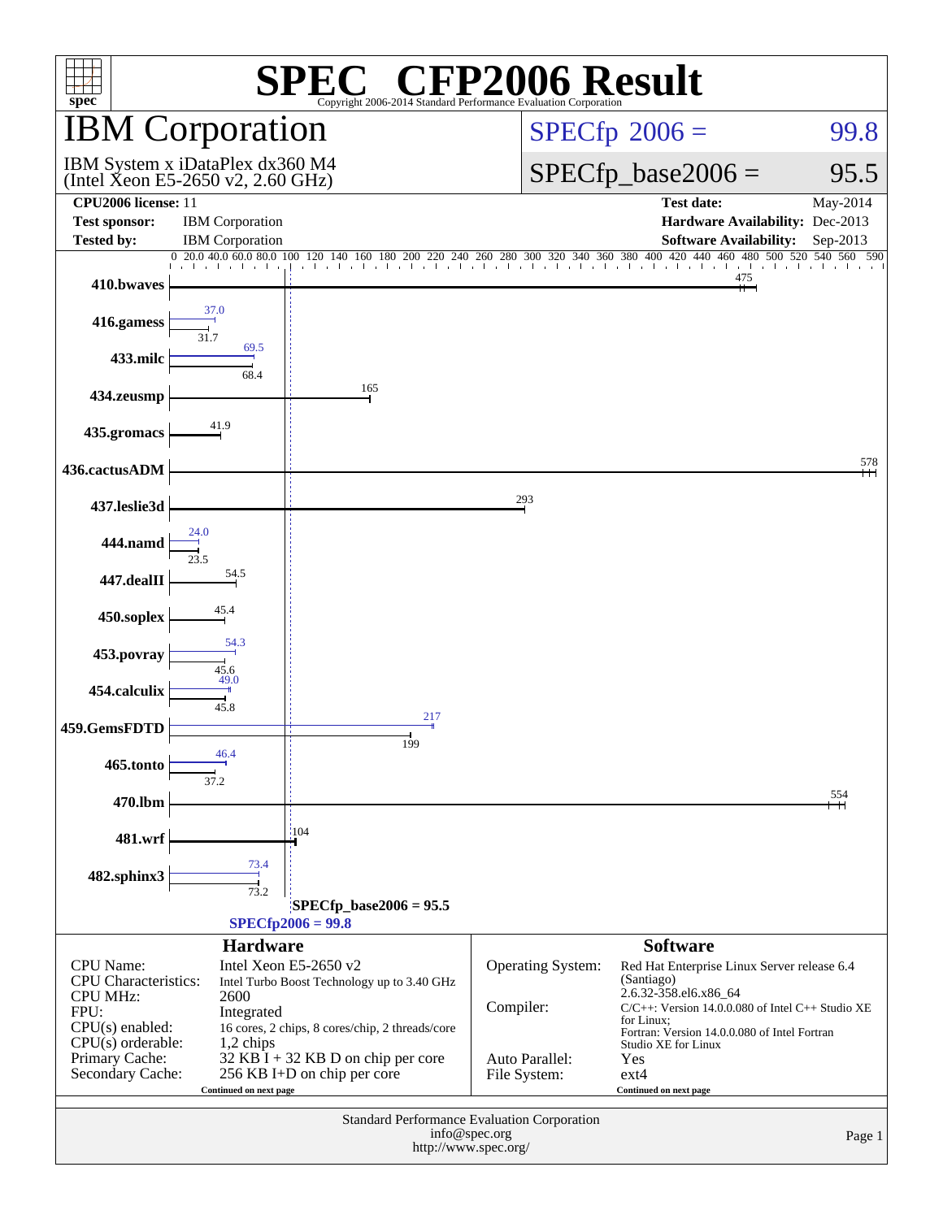# SPEC® CFP2006 Result

Copyright 2006-2014 Standard Performance Evaluation Corporation

## IBM Corporation

IBM System x iDataPlex dx360 M4
(Intel Xeon E5-2650 v2, 2.60 GHz)

SPECfp 2006 = 99.8

SPECfp_base2006 = 95.5

| | | | |
|---|---|---|---|
| **CPU2006 license:** 11 | | **Test date:** | May-2014 |
| **Test sponsor:** | IBM Corporation | **Hardware Availability:** | Dec-2013 |
| **Tested by:** | IBM Corporation | **Software Availability:** | Sep-2013 |

| Benchmark | Base | Peak |
|---|---|---|
| 410.bwaves | 475 | |
| 416.gamess | 31.7 | 37.0 |
| 433.milc | 68.4 | 69.5 |
| 434.zeusmp | 165 | |
| 435.gromacs | 41.9 | |
| 436.cactusADM | 578 | |
| 437.leslie3d | 293 | |
| 444.namd | 23.5 | 24.0 |
| 447.dealII | 54.5 | |
| 450.soplex | 45.4 | |
| 453.povray | 45.6 | 54.3 |
| 454.calculix | 45.8 | 49.0 |
| 459.GemsFDTD | 199 | 217 |
| 465.tonto | 37.2 | 46.4 |
| 470.lbm | 554 | |
| 481.wrf | 104 | |
| 482.sphinx3 | 73.2 | 73.4 |

SPECfp_base2006 = 95.5

SPECfp2006 = 99.8

## Hardware

| | |
|---|---|
| CPU Name: | Intel Xeon E5-2650 v2 |
| CPU Characteristics: | Intel Turbo Boost Technology up to 3.40 GHz |
| CPU MHz: | 2600 |
| FPU: | Integrated |
| CPU(s) enabled: | 16 cores, 2 chips, 8 cores/chip, 2 threads/core |
| CPU(s) orderable: | 1,2 chips |
| Primary Cache: | 32 KB I + 32 KB D on chip per core |
| Secondary Cache: | 256 KB I+D on chip per core |

Continued on next page

## Software

| | |
|---|---|
| Operating System: | Red Hat Enterprise Linux Server release 6.4 (Santiago) 2.6.32-358.el6.x86_64 |
| Compiler: | C/C++: Version 14.0.0.080 of Intel C++ Studio XE for Linux; Fortran: Version 14.0.0.080 of Intel Fortran Studio XE for Linux |
| Auto Parallel: | Yes |
| File System: | ext4 |

Continued on next page

Standard Performance Evaluation Corporation
info@spec.org
http://www.spec.org/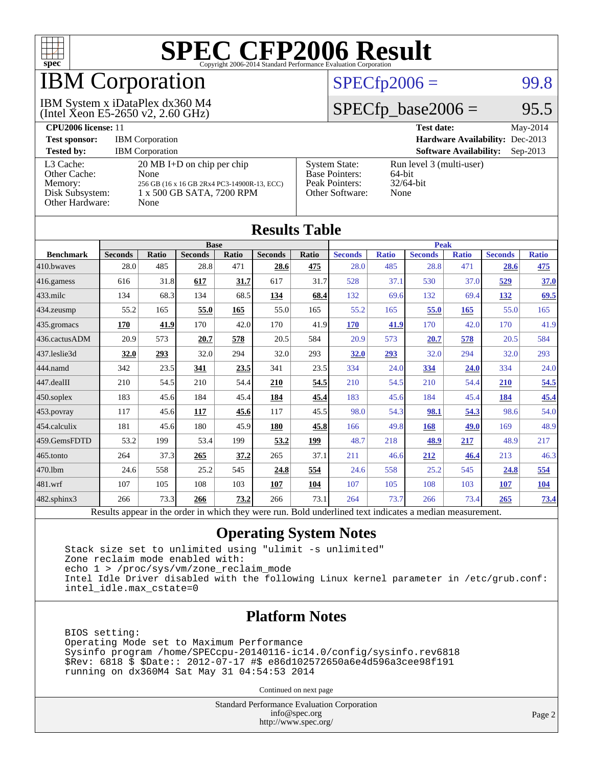# SPEC CFP2006 Result

Copyright 2006-2014 Standard Performance Evaluation Corporation

## IBM Corporation

IBM System x iDataPlex dx360 M4
(Intel Xeon E5-2650 v2, 2.60 GHz)

SPECfp2006 = 99.8

SPECfp_base2006 = 95.5

| | | | |
|---|---|---|---|
| **CPU2006 license:** 11 | | **Test date:** | May-2014 |
| **Test sponsor:** | IBM Corporation | **Hardware Availability:** | Dec-2013 |
| **Tested by:** | IBM Corporation | **Software Availability:** | Sep-2013 |

| | | | |
|---|---|---|---|
| L3 Cache: | 20 MB I+D on chip per chip | System State: | Run level 3 (multi-user) |
| Other Cache: | None | Base Pointers: | 64-bit |
| Memory: | 256 GB (16 x 16 GB 2Rx4 PC3-14900R-13, ECC) | Peak Pointers: | 32/64-bit |
| Disk Subsystem: | 1 x 500 GB SATA, 7200 RPM | Other Software: | None |
| Other Hardware: | None | | |

## Results Table

| Benchmark | Base | | | | | | Peak | | | | | |
|---|---|---|---|---|---|---|---|---|---|---|---|---|
| | Seconds | Ratio | Seconds | Ratio | Seconds | Ratio | Seconds | Ratio | Seconds | Ratio | Seconds | Ratio |
| 410.bwaves | 28.0 | 485 | 28.8 | 471 | **28.6** | **475** | 28.0 | 485 | 28.8 | 471 | **28.6** | **475** |
| 416.gamess | 616 | 31.8 | **617** | **31.7** | 617 | 31.7 | 528 | 37.1 | 530 | 37.0 | **529** | **37.0** |
| 433.milc | 134 | 68.3 | 134 | 68.5 | **134** | **68.4** | 132 | 69.6 | 132 | 69.4 | **132** | **69.5** |
| 434.zeusmp | 55.2 | 165 | **55.0** | **165** | 55.0 | 165 | 55.2 | 165 | **55.0** | **165** | 55.0 | 165 |
| 435.gromacs | **170** | **41.9** | 170 | 42.0 | 170 | 41.9 | **170** | **41.9** | 170 | 42.0 | 170 | 41.9 |
| 436.cactusADM | 20.9 | 573 | **20.7** | **578** | 20.5 | 584 | 20.9 | 573 | **20.7** | **578** | 20.5 | 584 |
| 437.leslie3d | **32.0** | **293** | 32.0 | 294 | 32.0 | 293 | **32.0** | **293** | 32.0 | 294 | 32.0 | 293 |
| 444.namd | 342 | 23.5 | **341** | **23.5** | 341 | 23.5 | 334 | 24.0 | **334** | **24.0** | 334 | 24.0 |
| 447.dealII | 210 | 54.5 | 210 | 54.4 | **210** | **54.5** | 210 | 54.5 | 210 | 54.4 | **210** | **54.5** |
| 450.soplex | 183 | 45.6 | 184 | 45.4 | **184** | **45.4** | 183 | 45.6 | 184 | 45.4 | **184** | **45.4** |
| 453.povray | 117 | 45.6 | **117** | **45.6** | 117 | 45.5 | 98.0 | 54.3 | **98.1** | **54.3** | 98.6 | 54.0 |
| 454.calculix | 181 | 45.6 | 180 | 45.9 | **180** | **45.8** | 166 | 49.8 | **168** | **49.0** | 169 | 48.9 |
| 459.GemsFDTD | 53.2 | 199 | 53.4 | 199 | **53.2** | **199** | 48.7 | 218 | **48.9** | **217** | 48.9 | 217 |
| 465.tonto | 264 | 37.3 | **265** | **37.2** | 265 | 37.1 | 211 | 46.6 | **212** | **46.4** | 213 | 46.3 |
| 470.lbm | 24.6 | 558 | 25.2 | 545 | **24.8** | **554** | 24.6 | 558 | 25.2 | 545 | **24.8** | **554** |
| 481.wrf | 107 | 105 | 108 | 103 | **107** | **104** | 107 | 105 | 108 | 103 | **107** | **104** |
| 482.sphinx3 | 266 | 73.3 | **266** | **73.2** | 266 | 73.1 | 264 | 73.7 | 266 | 73.4 | **265** | **73.4** |

Results appear in the order in which they were run. Bold underlined text indicates a median measurement.

## Operating System Notes

```
Stack size set to unlimited using "ulimit -s unlimited"
Zone reclaim mode enabled with:
echo 1 > /proc/sys/vm/zone_reclaim_mode
Intel Idle Driver disabled with the following Linux kernel parameter in /etc/grub.conf:
intel_idle.max_cstate=0
```

## Platform Notes

```
BIOS setting:
Operating Mode set to Maximum Performance
Sysinfo program /home/SPECcpu-20140116-ic14.0/config/sysinfo.rev6818
$Rev: 6818 $ $Date:: 2012-07-17 #$ e86d102572650a6e4d596a3cee98f191
running on dx360M4 Sat May 31 04:54:53 2014
```

Continued on next page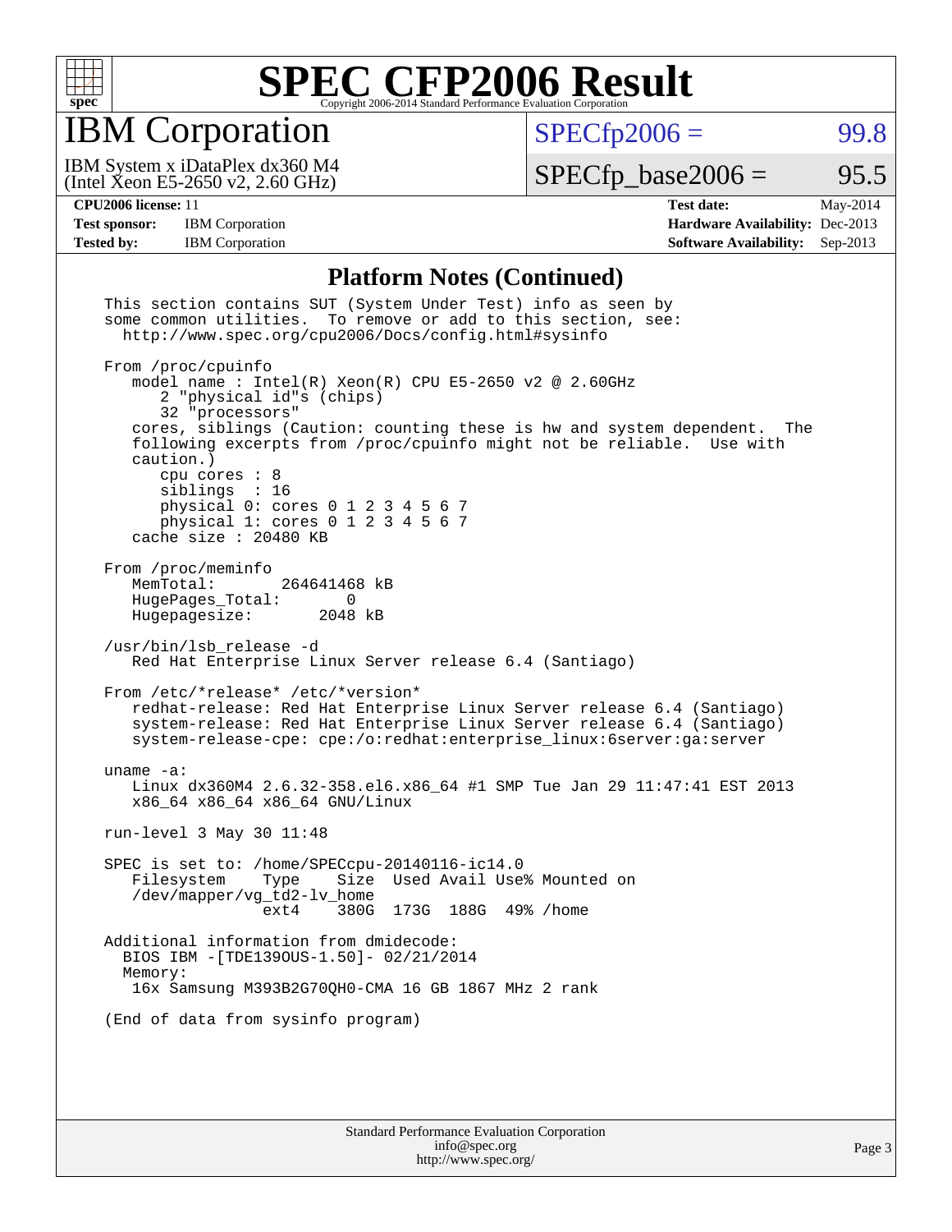## Platform Notes (Continued)

```
This section contains SUT (System Under Test) info as seen by
some common utilities.  To remove or add to this section, see:
  http://www.spec.org/cpu2006/Docs/config.html#sysinfo

From /proc/cpuinfo
   model name : Intel(R) Xeon(R) CPU E5-2650 v2 @ 2.60GHz
      2 "physical id"s (chips)
      32 "processors"
   cores, siblings (Caution: counting these is hw and system dependent.  The
   following excerpts from /proc/cpuinfo might not be reliable.  Use with
   caution.)
      cpu cores : 8
      siblings  : 16
      physical 0: cores 0 1 2 3 4 5 6 7
      physical 1: cores 0 1 2 3 4 5 6 7
   cache size : 20480 KB

From /proc/meminfo
   MemTotal:       264641468 kB
   HugePages_Total:       0
   Hugepagesize:       2048 kB

/usr/bin/lsb_release -d
   Red Hat Enterprise Linux Server release 6.4 (Santiago)

From /etc/*release* /etc/*version*
   redhat-release: Red Hat Enterprise Linux Server release 6.4 (Santiago)
   system-release: Red Hat Enterprise Linux Server release 6.4 (Santiago)
   system-release-cpe: cpe:/o:redhat:enterprise_linux:6server:ga:server

uname -a:
   Linux dx360M4 2.6.32-358.el6.x86_64 #1 SMP Tue Jan 29 11:47:41 EST 2013
   x86_64 x86_64 x86_64 GNU/Linux

run-level 3 May 30 11:48

SPEC is set to: /home/SPECcpu-20140116-ic14.0
   Filesystem     Type   Size  Used Avail Use% Mounted on
   /dev/mapper/vg_td2-lv_home
                  ext4   380G  173G  188G  49% /home

Additional information from dmidecode:
  BIOS IBM -[TDE139OUS-1.50]- 02/21/2014
  Memory:
   16x Samsung M393B2G70QH0-CMA 16 GB 1867 MHz 2 rank

(End of data from sysinfo program)
```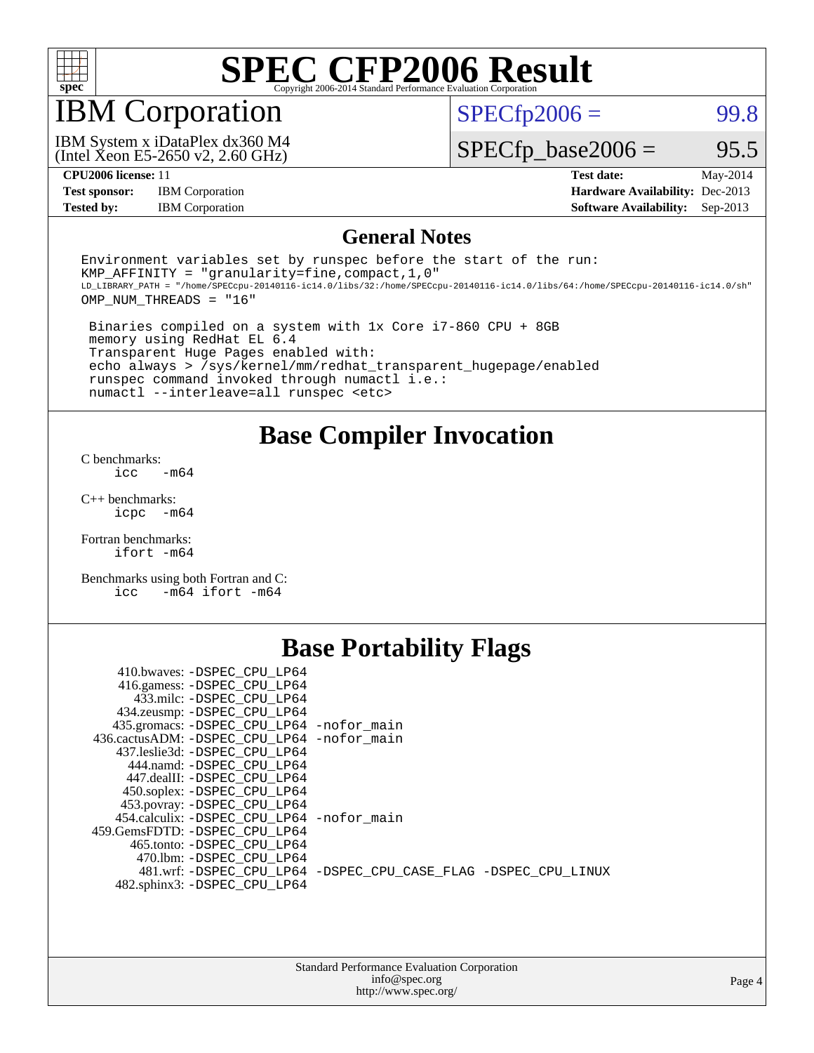# SPEC CFP2006 Result

Copyright 2006-2014 Standard Performance Evaluation Corporation

## IBM Corporation

IBM System x iDataPlex dx360 M4
(Intel Xeon E5-2650 v2, 2.60 GHz)

SPECfp2006 = 99.8

SPECfp_base2006 = 95.5

| | | | |
|---|---|---|---|
| **CPU2006 license:** 11 | | **Test date:** | May-2014 |
| **Test sponsor:** | IBM Corporation | **Hardware Availability:** | Dec-2013 |
| **Tested by:** | IBM Corporation | **Software Availability:** | Sep-2013 |

## General Notes

```
Environment variables set by runspec before the start of the run:
KMP_AFFINITY = "granularity=fine,compact,1,0"
LD_LIBRARY_PATH = "/home/SPECcpu-20140116-ic14.0/libs/32:/home/SPECcpu-20140116-ic14.0/libs/64:/home/SPECcpu-20140116-ic14.0/sh"
OMP_NUM_THREADS = "16"

 Binaries compiled on a system with 1x Core i7-860 CPU + 8GB
 memory using RedHat EL 6.4
 Transparent Huge Pages enabled with:
 echo always > /sys/kernel/mm/redhat_transparent_hugepage/enabled
 runspec command invoked through numactl i.e.:
 numactl --interleave=all runspec <etc>
```

## Base Compiler Invocation

C benchmarks:
```
icc   -m64
```

C++ benchmarks:
```
icpc  -m64
```

Fortran benchmarks:
```
ifort -m64
```

Benchmarks using both Fortran and C:
```
icc   -m64 ifort -m64
```

## Base Portability Flags

```
   410.bwaves: -DSPEC_CPU_LP64
   416.gamess: -DSPEC_CPU_LP64
     433.milc: -DSPEC_CPU_LP64
   434.zeusmp: -DSPEC_CPU_LP64
  435.gromacs: -DSPEC_CPU_LP64 -nofor_main
 436.cactusADM: -DSPEC_CPU_LP64 -nofor_main
  437.leslie3d: -DSPEC_CPU_LP64
     444.namd: -DSPEC_CPU_LP64
   447.dealII: -DSPEC_CPU_LP64
   450.soplex: -DSPEC_CPU_LP64
   453.povray: -DSPEC_CPU_LP64
  454.calculix: -DSPEC_CPU_LP64 -nofor_main
 459.GemsFDTD: -DSPEC_CPU_LP64
    465.tonto: -DSPEC_CPU_LP64
      470.lbm: -DSPEC_CPU_LP64
      481.wrf: -DSPEC_CPU_LP64 -DSPEC_CPU_CASE_FLAG -DSPEC_CPU_LINUX
  482.sphinx3: -DSPEC_CPU_LP64
```

Standard Performance Evaluation Corporation
info@spec.org
http://www.spec.org/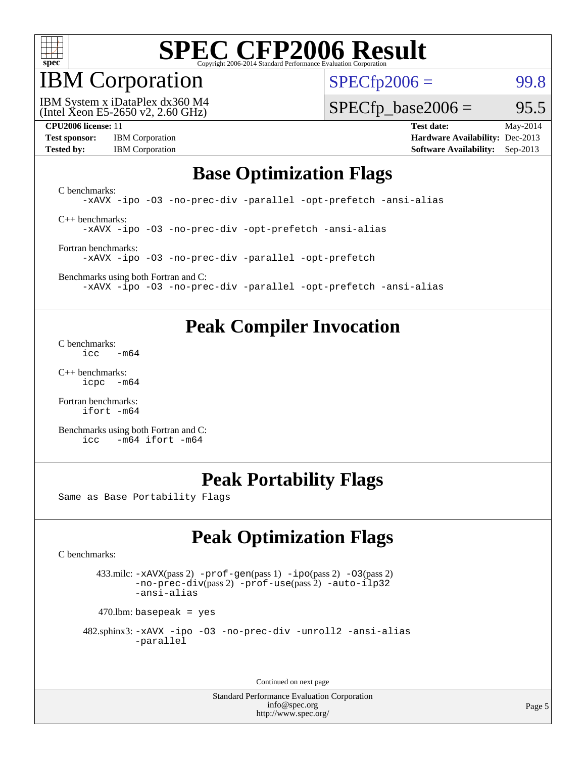# SPEC CFP2006 Result

Copyright 2006-2014 Standard Performance Evaluation Corporation

## IBM Corporation

IBM System x iDataPlex dx360 M4
(Intel Xeon E5-2650 v2, 2.60 GHz)

SPECfp2006 = 99.8

SPECfp_base2006 = 95.5

**CPU2006 license:** 11
**Test sponsor:** IBM Corporation
**Tested by:** IBM Corporation

**Test date:** May-2014
**Hardware Availability:** Dec-2013
**Software Availability:** Sep-2013

## Base Optimization Flags

C benchmarks:

```
-xAVX -ipo -O3 -no-prec-div -parallel -opt-prefetch -ansi-alias
```

C++ benchmarks:

```
-xAVX -ipo -O3 -no-prec-div -opt-prefetch -ansi-alias
```

Fortran benchmarks:

```
-xAVX -ipo -O3 -no-prec-div -parallel -opt-prefetch
```

Benchmarks using both Fortran and C:

```
-xAVX -ipo -O3 -no-prec-div -parallel -opt-prefetch -ansi-alias
```

## Peak Compiler Invocation

C benchmarks:

```
icc   -m64
```

C++ benchmarks:

```
icpc  -m64
```

Fortran benchmarks:

```
ifort -m64
```

Benchmarks using both Fortran and C:

```
icc   -m64 ifort -m64
```

## Peak Portability Flags

Same as Base Portability Flags

## Peak Optimization Flags

C benchmarks:

433.milc: -xAVX(pass 2) -prof-gen(pass 1) -ipo(pass 2) -O3(pass 2) -no-prec-div(pass 2) -prof-use(pass 2) -auto-ilp32 -ansi-alias

470.lbm: basepeak = yes

482.sphinx3: -xAVX -ipo -O3 -no-prec-div -unroll2 -ansi-alias -parallel

Continued on next page

Standard Performance Evaluation Corporation
info@spec.org
http://www.spec.org/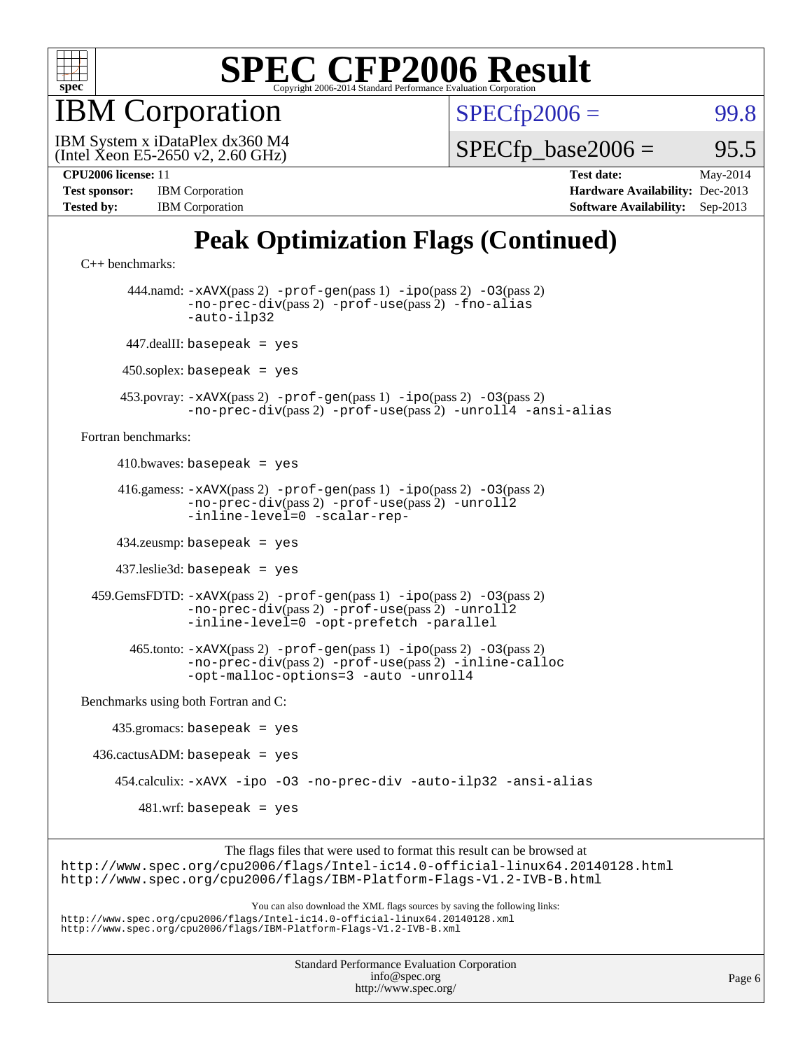# SPEC CFP2006 Result

Copyright 2006-2014 Standard Performance Evaluation Corporation

## IBM Corporation

IBM System x iDataPlex dx360 M4
(Intel Xeon E5-2650 v2, 2.60 GHz)

SPECfp2006 = 99.8

SPECfp_base2006 = 95.5

**CPU2006 license:** 11
**Test sponsor:** IBM Corporation
**Tested by:** IBM Corporation

**Test date:** May-2014
**Hardware Availability:** Dec-2013
**Software Availability:** Sep-2013

# Peak Optimization Flags (Continued)

C++ benchmarks:

444.namd: `-xAVX`(pass 2) `-prof-gen`(pass 1) `-ipo`(pass 2) `-O3`(pass 2) `-no-prec-div`(pass 2) `-prof-use`(pass 2) `-fno-alias` `-auto-ilp32`

447.dealII: `basepeak = yes`

450.soplex: `basepeak = yes`

453.povray: `-xAVX`(pass 2) `-prof-gen`(pass 1) `-ipo`(pass 2) `-O3`(pass 2) `-no-prec-div`(pass 2) `-prof-use`(pass 2) `-unroll4` `-ansi-alias`

Fortran benchmarks:

410.bwaves: `basepeak = yes`

416.gamess: `-xAVX`(pass 2) `-prof-gen`(pass 1) `-ipo`(pass 2) `-O3`(pass 2) `-no-prec-div`(pass 2) `-prof-use`(pass 2) `-unroll2` `-inline-level=0` `-scalar-rep-`

434.zeusmp: `basepeak = yes`

437.leslie3d: `basepeak = yes`

459.GemsFDTD: `-xAVX`(pass 2) `-prof-gen`(pass 1) `-ipo`(pass 2) `-O3`(pass 2) `-no-prec-div`(pass 2) `-prof-use`(pass 2) `-unroll2` `-inline-level=0` `-opt-prefetch` `-parallel`

465.tonto: `-xAVX`(pass 2) `-prof-gen`(pass 1) `-ipo`(pass 2) `-O3`(pass 2) `-no-prec-div`(pass 2) `-prof-use`(pass 2) `-inline-calloc` `-opt-malloc-options=3` `-auto` `-unroll4`

Benchmarks using both Fortran and C:

435.gromacs: `basepeak = yes`

436.cactusADM: `basepeak = yes`

454.calculix: `-xAVX` `-ipo` `-O3` `-no-prec-div` `-auto-ilp32` `-ansi-alias`

481.wrf: `basepeak = yes`

The flags files that were used to format this result can be browsed at
http://www.spec.org/cpu2006/flags/Intel-ic14.0-official-linux64.20140128.html
http://www.spec.org/cpu2006/flags/IBM-Platform-Flags-V1.2-IVB-B.html

You can also download the XML flags sources by saving the following links:
http://www.spec.org/cpu2006/flags/Intel-ic14.0-official-linux64.20140128.xml
http://www.spec.org/cpu2006/flags/IBM-Platform-Flags-V1.2-IVB-B.xml

Standard Performance Evaluation Corporation
info@spec.org
http://www.spec.org/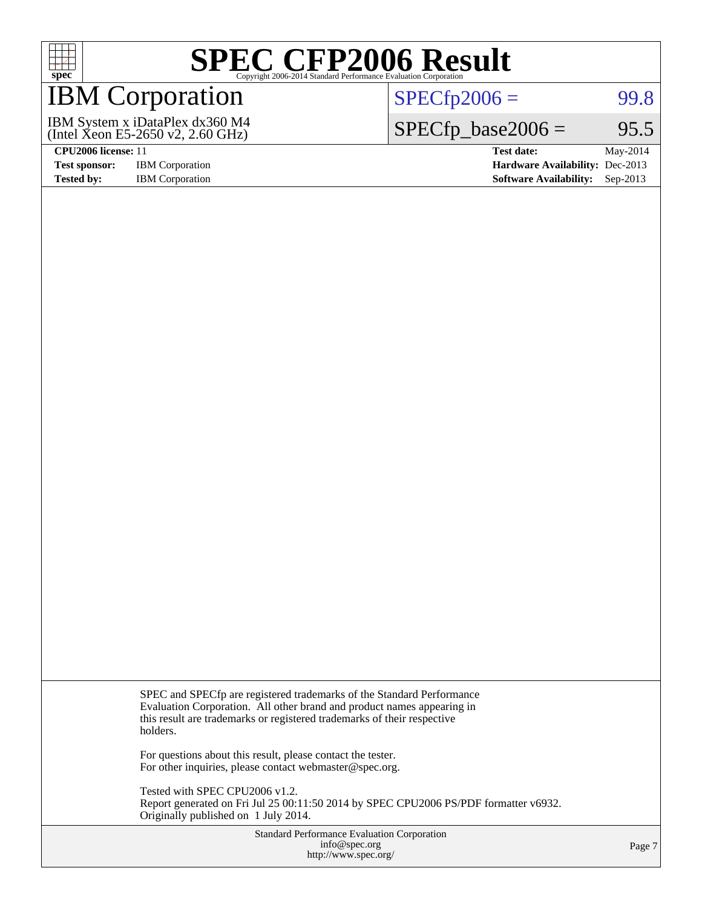# SPEC CFP2006 Result

Copyright 2006-2014 Standard Performance Evaluation Corporation

## IBM Corporation

IBM System x iDataPlex dx360 M4
(Intel Xeon E5-2650 v2, 2.60 GHz)

SPECfp2006 = 99.8

SPECfp_base2006 = 95.5

| | | | |
|---|---|---|---|
| **CPU2006 license:** | 11 | **Test date:** | May-2014 |
| **Test sponsor:** | IBM Corporation | **Hardware Availability:** | Dec-2013 |
| **Tested by:** | IBM Corporation | **Software Availability:** | Sep-2013 |

SPEC and SPECfp are registered trademarks of the Standard Performance Evaluation Corporation. All other brand and product names appearing in this result are trademarks or registered trademarks of their respective holders.

For questions about this result, please contact the tester.
For other inquiries, please contact webmaster@spec.org.

Tested with SPEC CPU2006 v1.2.
Report generated on Fri Jul 25 00:11:50 2014 by SPEC CPU2006 PS/PDF formatter v6932.
Originally published on 1 July 2014.

Standard Performance Evaluation Corporation
info@spec.org
http://www.spec.org/